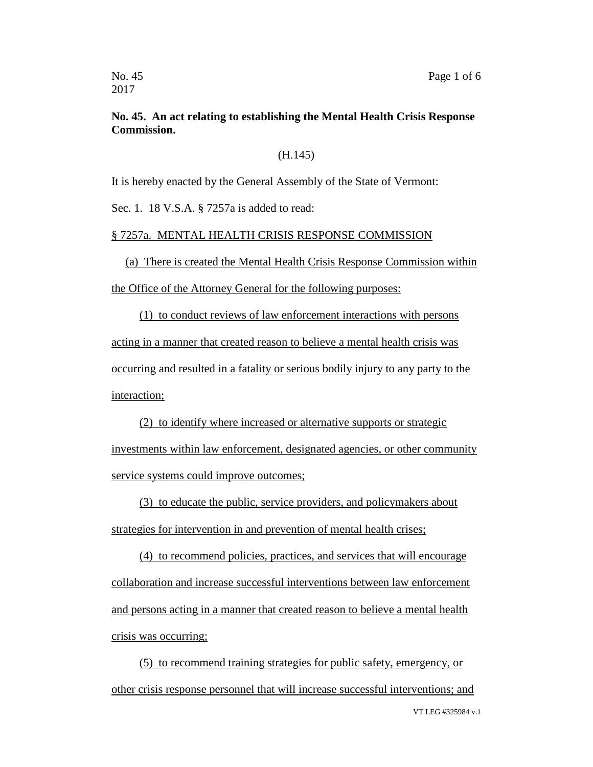**No. 45. An act relating to establishing the Mental Health Crisis Response Commission.**

(H.145)

It is hereby enacted by the General Assembly of the State of Vermont:

Sec. 1. 18 V.S.A. § 7257a is added to read:

§ 7257a. MENTAL HEALTH CRISIS RESPONSE COMMISSION

(a) There is created the Mental Health Crisis Response Commission within the Office of the Attorney General for the following purposes:

(1) to conduct reviews of law enforcement interactions with persons acting in a manner that created reason to believe a mental health crisis was occurring and resulted in a fatality or serious bodily injury to any party to the interaction;

(2) to identify where increased or alternative supports or strategic investments within law enforcement, designated agencies, or other community service systems could improve outcomes;

(3) to educate the public, service providers, and policymakers about strategies for intervention in and prevention of mental health crises;

(4) to recommend policies, practices, and services that will encourage collaboration and increase successful interventions between law enforcement and persons acting in a manner that created reason to believe a mental health crisis was occurring;

(5) to recommend training strategies for public safety, emergency, or other crisis response personnel that will increase successful interventions; and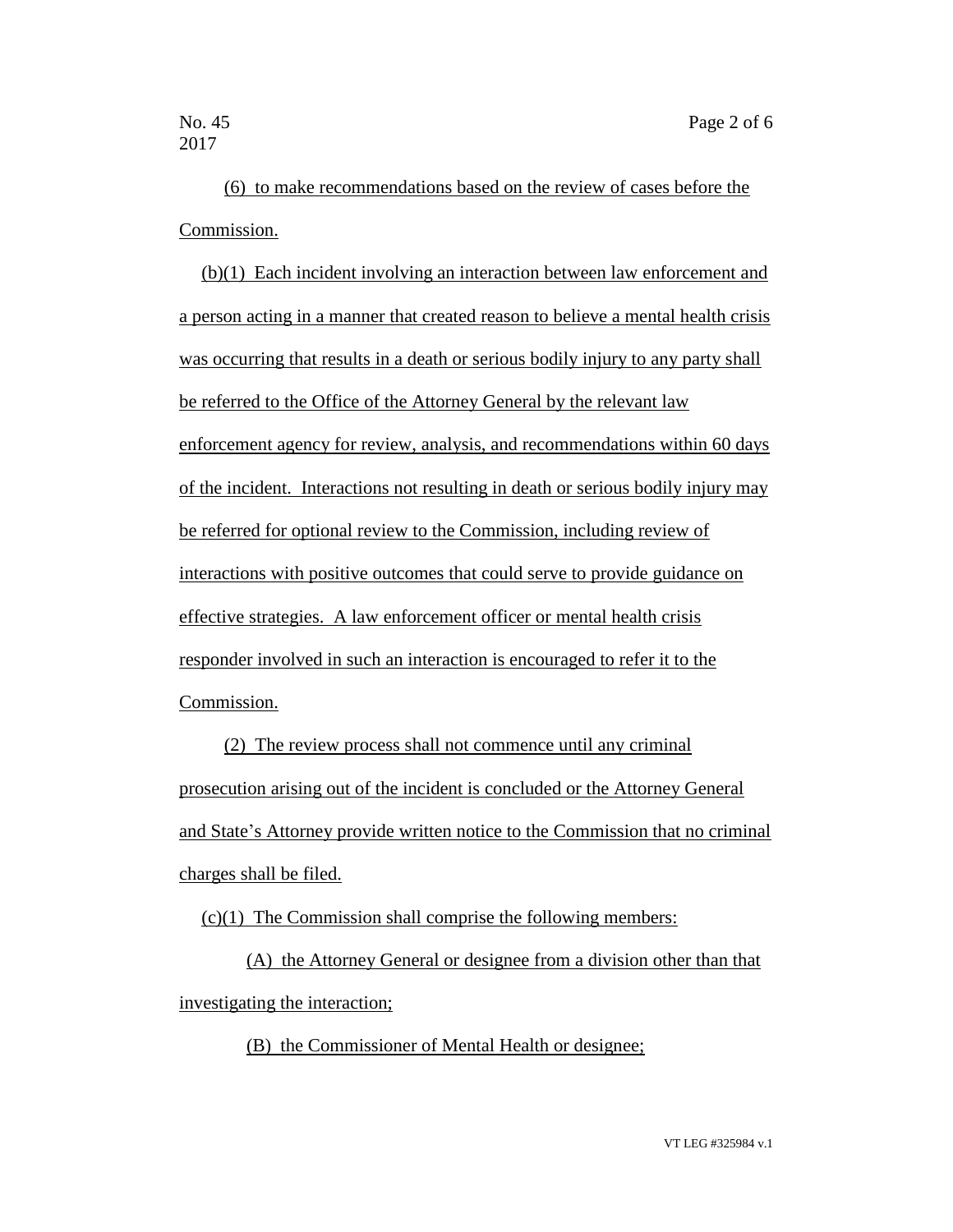(6) to make recommendations based on the review of cases before the Commission.

(b)(1) Each incident involving an interaction between law enforcement and a person acting in a manner that created reason to believe a mental health crisis was occurring that results in a death or serious bodily injury to any party shall be referred to the Office of the Attorney General by the relevant law enforcement agency for review, analysis, and recommendations within 60 days of the incident. Interactions not resulting in death or serious bodily injury may be referred for optional review to the Commission, including review of interactions with positive outcomes that could serve to provide guidance on effective strategies. A law enforcement officer or mental health crisis responder involved in such an interaction is encouraged to refer it to the Commission.

(2) The review process shall not commence until any criminal prosecution arising out of the incident is concluded or the Attorney General and State's Attorney provide written notice to the Commission that no criminal charges shall be filed.

(c)(1) The Commission shall comprise the following members:

(A) the Attorney General or designee from a division other than that investigating the interaction;

(B) the Commissioner of Mental Health or designee;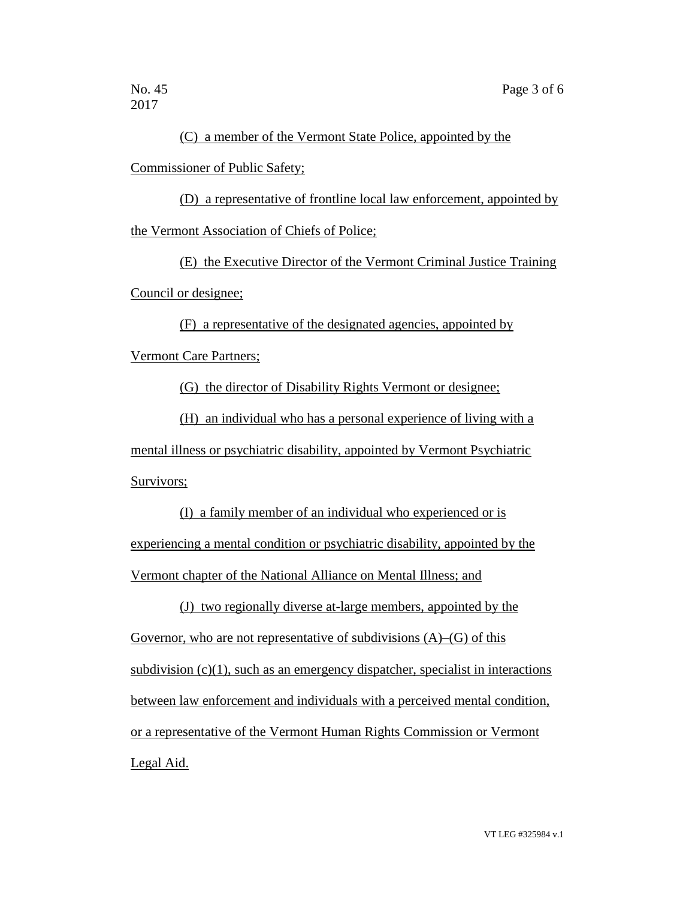(C) a member of the Vermont State Police, appointed by the Commissioner of Public Safety;

(D) a representative of frontline local law enforcement, appointed by the Vermont Association of Chiefs of Police;

(E) the Executive Director of the Vermont Criminal Justice Training Council or designee;

(F) a representative of the designated agencies, appointed by Vermont Care Partners;

(G) the director of Disability Rights Vermont or designee;

(H) an individual who has a personal experience of living with a mental illness or psychiatric disability, appointed by Vermont Psychiatric Survivors;

(I) a family member of an individual who experienced or is experiencing a mental condition or psychiatric disability, appointed by the Vermont chapter of the National Alliance on Mental Illness; and

(J) two regionally diverse at-large members, appointed by the Governor, who are not representative of subdivisions (A)–(G) of this subdivision (c)(1), such as an emergency dispatcher, specialist in interactions between law enforcement and individuals with a perceived mental condition, or a representative of the Vermont Human Rights Commission or Vermont Legal Aid.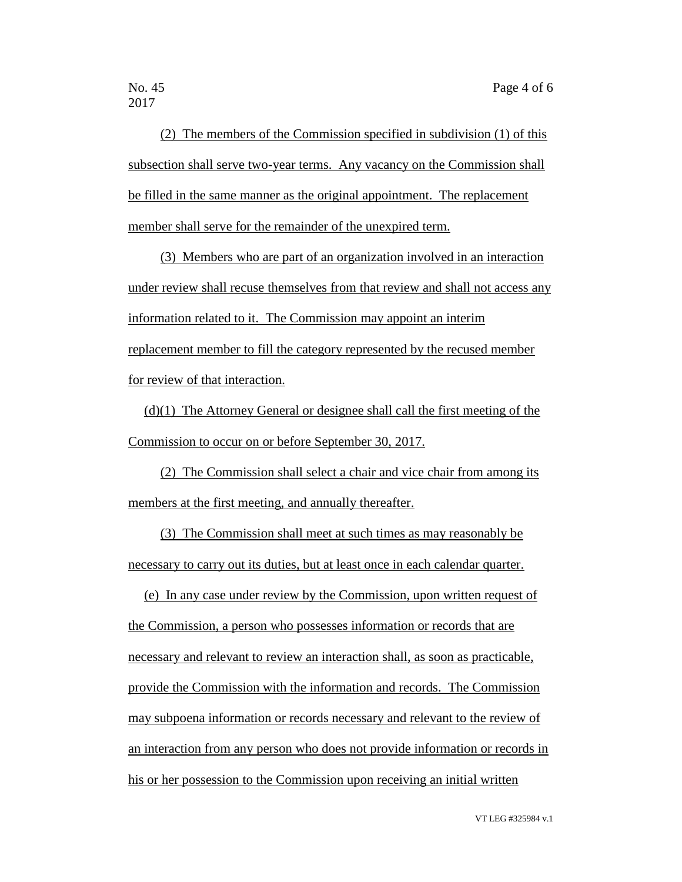(2) The members of the Commission specified in subdivision (1) of this subsection shall serve two-year terms. Any vacancy on the Commission shall be filled in the same manner as the original appointment. The replacement member shall serve for the remainder of the unexpired term.

(3) Members who are part of an organization involved in an interaction under review shall recuse themselves from that review and shall not access any information related to it. The Commission may appoint an interim replacement member to fill the category represented by the recused member for review of that interaction.

(d)(1) The Attorney General or designee shall call the first meeting of the Commission to occur on or before September 30, 2017.

(2) The Commission shall select a chair and vice chair from among its members at the first meeting, and annually thereafter.

(3) The Commission shall meet at such times as may reasonably be necessary to carry out its duties, but at least once in each calendar quarter.

(e) In any case under review by the Commission, upon written request of the Commission, a person who possesses information or records that are necessary and relevant to review an interaction shall, as soon as practicable, provide the Commission with the information and records. The Commission may subpoena information or records necessary and relevant to the review of an interaction from any person who does not provide information or records in his or her possession to the Commission upon receiving an initial written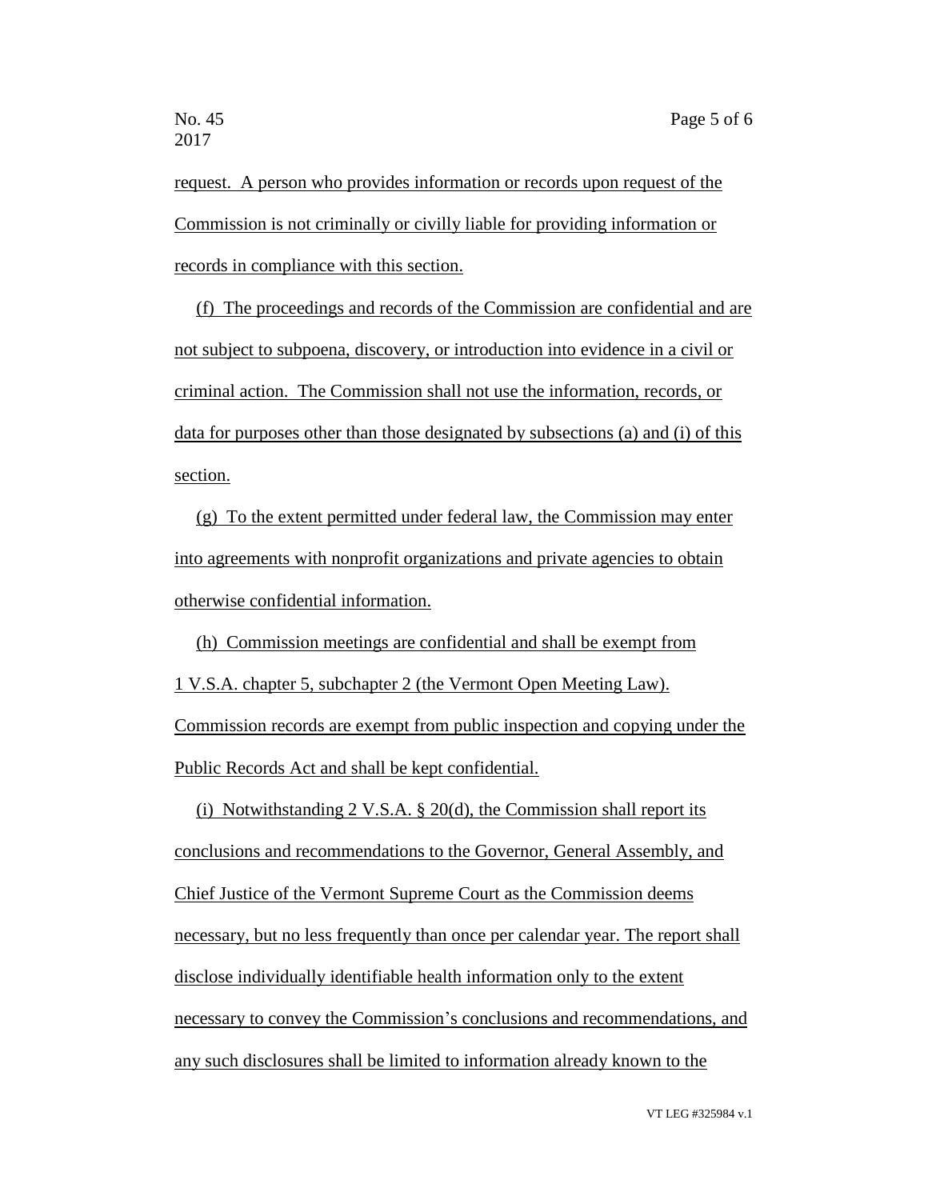request. A person who provides information or records upon request of the Commission is not criminally or civilly liable for providing information or records in compliance with this section.

(f) The proceedings and records of the Commission are confidential and are not subject to subpoena, discovery, or introduction into evidence in a civil or criminal action. The Commission shall not use the information, records, or data for purposes other than those designated by subsections (a) and (i) of this section.

(g) To the extent permitted under federal law, the Commission may enter into agreements with nonprofit organizations and private agencies to obtain otherwise confidential information.

(h) Commission meetings are confidential and shall be exempt from 1 V.S.A. chapter 5, subchapter 2 (the Vermont Open Meeting Law). Commission records are exempt from public inspection and copying under the Public Records Act and shall be kept confidential.

(i) Notwithstanding 2 V.S.A. § 20(d), the Commission shall report its conclusions and recommendations to the Governor, General Assembly, and Chief Justice of the Vermont Supreme Court as the Commission deems necessary, but no less frequently than once per calendar year. The report shall disclose individually identifiable health information only to the extent necessary to convey the Commission's conclusions and recommendations, and any such disclosures shall be limited to information already known to the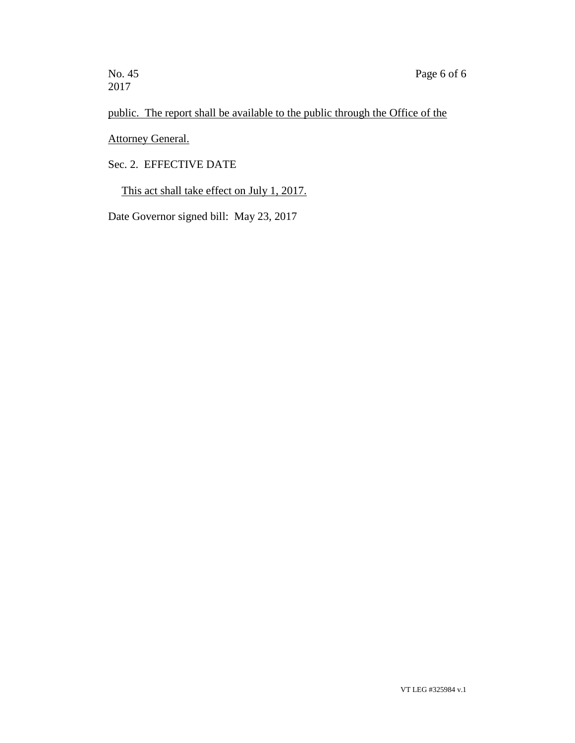public. The report shall be available to the public through the Office of the Attorney General.

Sec. 2. EFFECTIVE DATE

This act shall take effect on July 1, 2017.

Date Governor signed bill: May 23, 2017